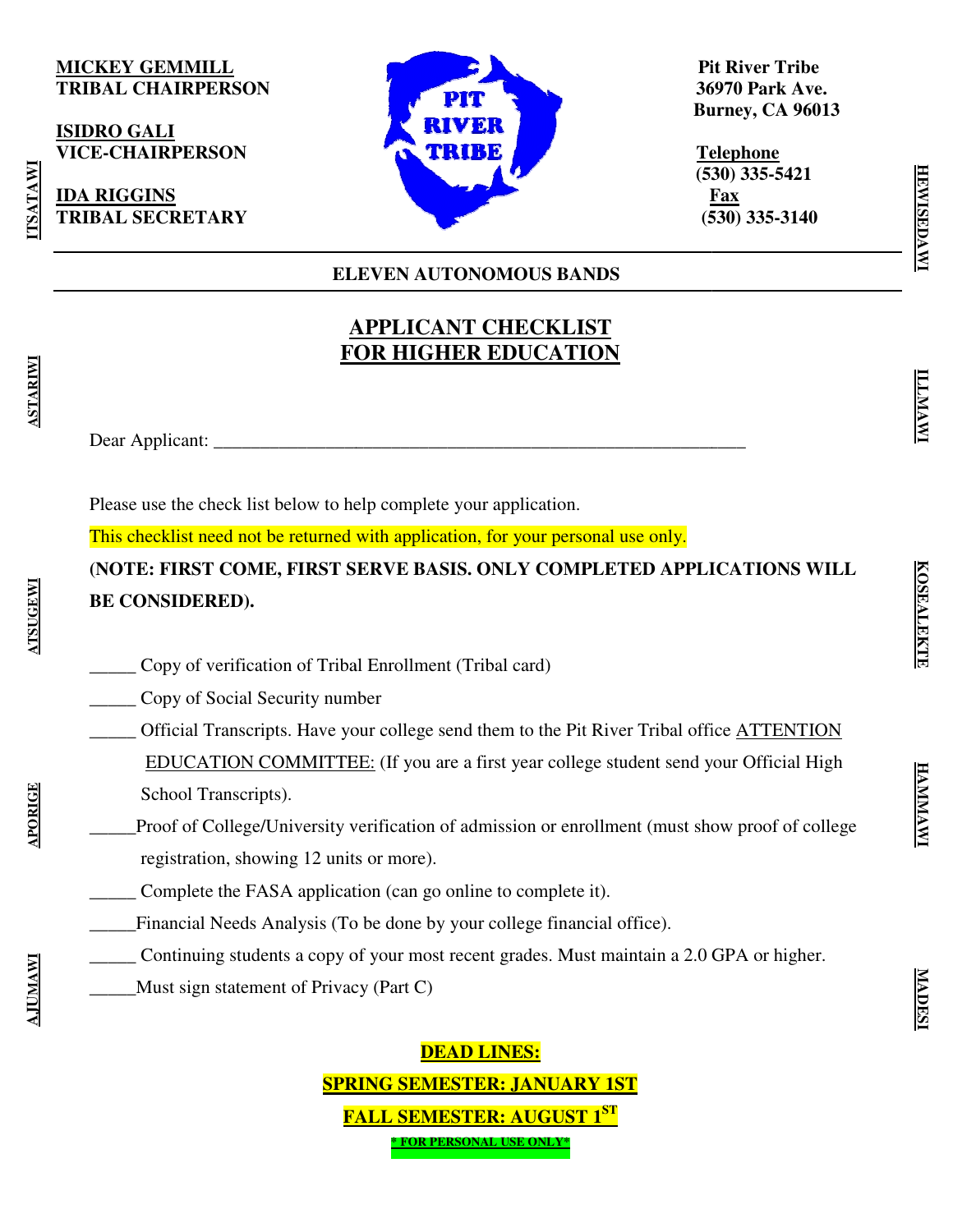**MICKEY GEMMILL**
**TRIBAL CHAIRPERSON**

**ISIDRO GALI**
**VICE-CHAIRPERSON**

**IDA RIGGINS**
**TRIBAL SECRETARY**

**Pit River Tribe**
**36970 Park Ave.**
**Burney, CA 96013**

**Telephone**
**(530) 335-5421**
**Fax**
**(530) 335-3140**

**ITSATAWI** **ASTARIWI** **ATSUGEWI** **APORIGE** **AJUMAWI** **HEWISEDAWI** **ILLMAWI** **KOSEALEKTE** **HAMMAWI** **MADESI**

**ELEVEN AUTONOMOUS BANDS**

# APPLICANT CHECKLIST FOR HIGHER EDUCATION

Dear Applicant: ____________________________________________________________

Please use the check list below to help complete your application.

This checklist need not be returned with application, for your personal use only.

**(NOTE: FIRST COME, FIRST SERVE BASIS. ONLY COMPLETED APPLICATIONS WILL BE CONSIDERED).**

_____ Copy of verification of Tribal Enrollment (Tribal card)

_____ Copy of Social Security number

_____ Official Transcripts. Have your college send them to the Pit River Tribal office ATTENTION EDUCATION COMMITTEE: (If you are a first year college student send your Official High School Transcripts).

_____Proof of College/University verification of admission or enrollment (must show proof of college registration, showing 12 units or more).

_____ Complete the FASA application (can go online to complete it).

_____Financial Needs Analysis (To be done by your college financial office).

_____ Continuing students a copy of your most recent grades. Must maintain a 2.0 GPA or higher.

_____Must sign statement of Privacy (Part C)

**DEAD LINES:**

**SPRING SEMESTER: JANUARY 1ST**

**FALL SEMESTER: AUGUST 1ST**

**\* FOR PERSONAL USE ONLY\***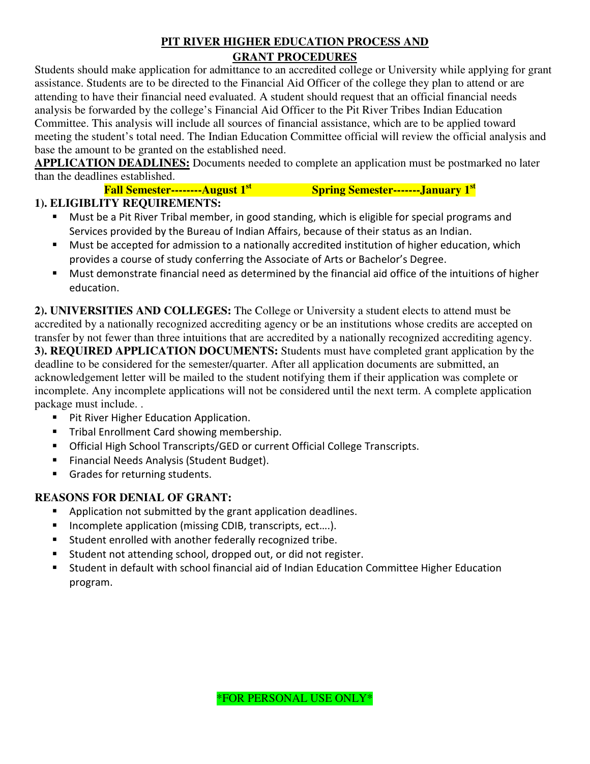# PIT RIVER HIGHER EDUCATION PROCESS AND GRANT PROCEDURES

Students should make application for admittance to an accredited college or University while applying for grant assistance. Students are to be directed to the Financial Aid Officer of the college they plan to attend or are attending to have their financial need evaluated. A student should request that an official financial needs analysis be forwarded by the college's Financial Aid Officer to the Pit River Tribes Indian Education Committee. This analysis will include all sources of financial assistance, which are to be applied toward meeting the student's total need. The Indian Education Committee official will review the official analysis and base the amount to be granted on the established need.

**APPLICATION DEADLINES:** Documents needed to complete an application must be postmarked no later than the deadlines established.

**Fall Semester--------August 1st** **Spring Semester-------January 1st**

**1). ELIGIBLITY REQUIREMENTS:**

- Must be a Pit River Tribal member, in good standing, which is eligible for special programs and Services provided by the Bureau of Indian Affairs, because of their status as an Indian.
- Must be accepted for admission to a nationally accredited institution of higher education, which provides a course of study conferring the Associate of Arts or Bachelor's Degree.
- Must demonstrate financial need as determined by the financial aid office of the intuitions of higher education.

**2). UNIVERSITIES AND COLLEGES:** The College or University a student elects to attend must be accredited by a nationally recognized accrediting agency or be an institutions whose credits are accepted on transfer by not fewer than three intuitions that are accredited by a nationally recognized accrediting agency.

**3). REQUIRED APPLICATION DOCUMENTS:** Students must have completed grant application by the deadline to be considered for the semester/quarter. After all application documents are submitted, an acknowledgement letter will be mailed to the student notifying them if their application was complete or incomplete. Any incomplete applications will not be considered until the next term. A complete application package must include. .

- Pit River Higher Education Application.
- Tribal Enrollment Card showing membership.
- Official High School Transcripts/GED or current Official College Transcripts.
- Financial Needs Analysis (Student Budget).
- Grades for returning students.

**REASONS FOR DENIAL OF GRANT:**

- Application not submitted by the grant application deadlines.
- Incomplete application (missing CDIB, transcripts, ect….).
- Student enrolled with another federally recognized tribe.
- Student not attending school, dropped out, or did not register.
- Student in default with school financial aid of Indian Education Committee Higher Education program.

*FOR PERSONAL USE ONLY*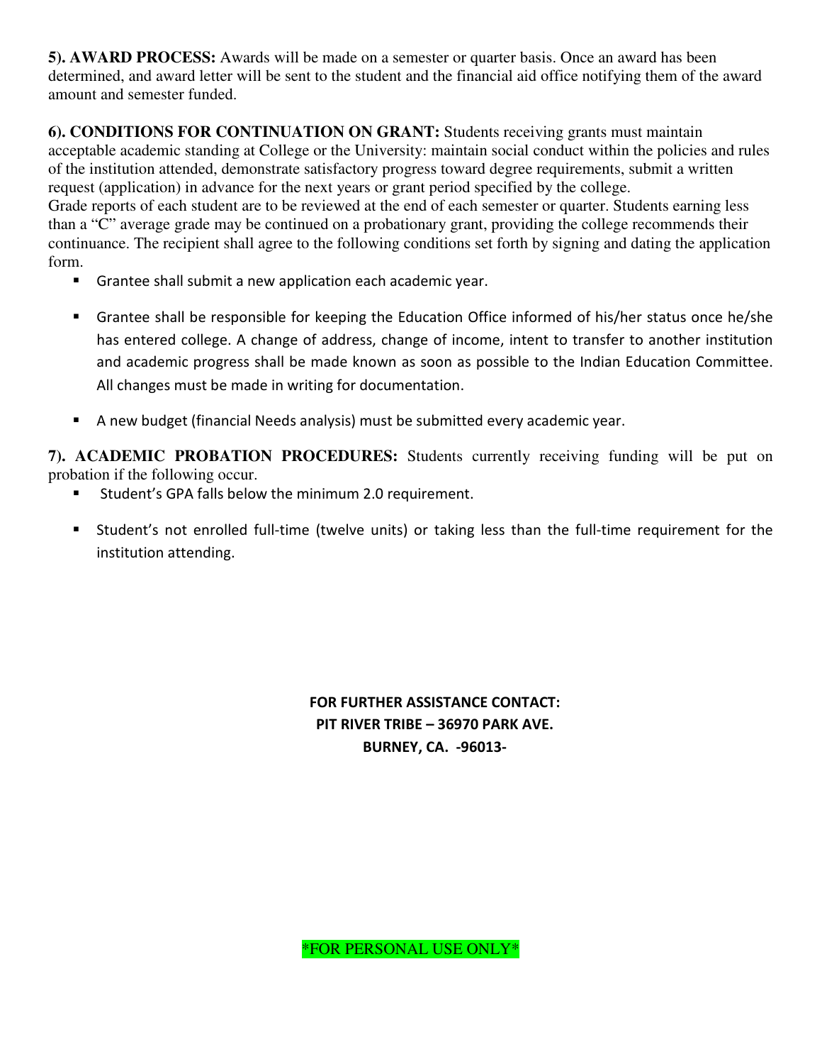**5). AWARD PROCESS:** Awards will be made on a semester or quarter basis. Once an award has been determined, and award letter will be sent to the student and the financial aid office notifying them of the award amount and semester funded.

**6). CONDITIONS FOR CONTINUATION ON GRANT:** Students receiving grants must maintain acceptable academic standing at College or the University: maintain social conduct within the policies and rules of the institution attended, demonstrate satisfactory progress toward degree requirements, submit a written request (application) in advance for the next years or grant period specified by the college.
Grade reports of each student are to be reviewed at the end of each semester or quarter. Students earning less than a "C" average grade may be continued on a probationary grant, providing the college recommends their continuance. The recipient shall agree to the following conditions set forth by signing and dating the application form.

- Grantee shall submit a new application each academic year.
- Grantee shall be responsible for keeping the Education Office informed of his/her status once he/she has entered college. A change of address, change of income, intent to transfer to another institution and academic progress shall be made known as soon as possible to the Indian Education Committee. All changes must be made in writing for documentation.
- A new budget (financial Needs analysis) must be submitted every academic year.

**7). ACADEMIC PROBATION PROCEDURES:** Students currently receiving funding will be put on probation if the following occur.

- Student's GPA falls below the minimum 2.0 requirement.
- Student's not enrolled full-time (twelve units) or taking less than the full-time requirement for the institution attending.

**FOR FURTHER ASSISTANCE CONTACT:**
**PIT RIVER TRIBE – 36970 PARK AVE.**
**BURNEY, CA. -96013-**

\*FOR PERSONAL USE ONLY\*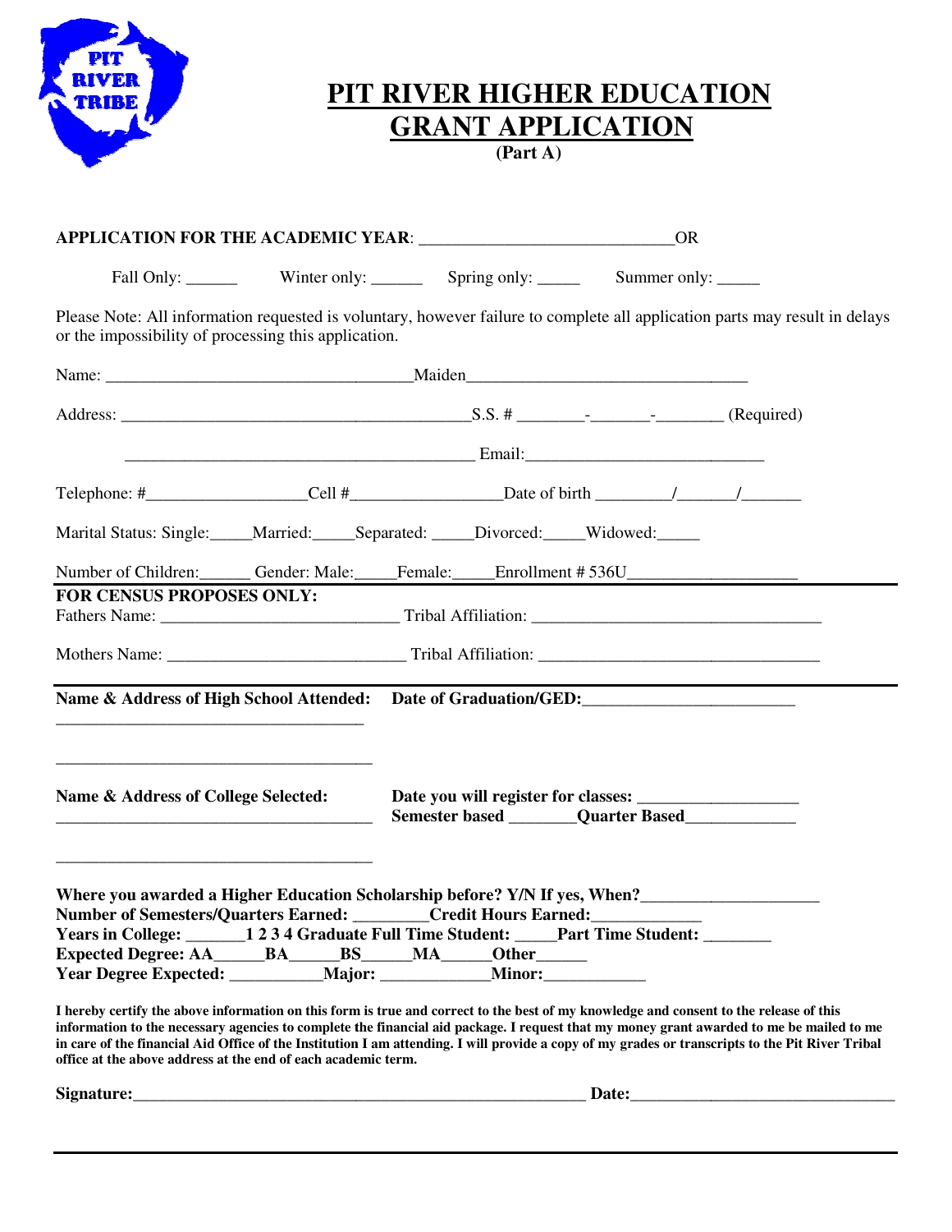PIT RIVER TRIBE

# PIT RIVER HIGHER EDUCATION GRANT APPLICATION

**(Part A)**

**APPLICATION FOR THE ACADEMIC YEAR**: ______________________________OR

Fall Only: ______ Winter only: ______ Spring only: _____ Summer only: _____

Please Note: All information requested is voluntary, however failure to complete all application parts may result in delays or the impossibility of processing this application.

Name: ____________________________________Maiden________________________________

Address: __________________________________________S.S. # ________-_______-________ (Required)

__________________________________________ Email:____________________________

Telephone: #__________________Cell #_________________Date of birth ________/______/_______

Marital Status: Single:_____Married:_____Separated: _____Divorced:_____Widowed:_____

Number of Children:______ Gender: Male:_____Female:_____Enrollment # 536U___________________

**FOR CENSUS PROPOSES ONLY:**

Fathers Name: ____________________________ Tribal Affiliation: __________________________________

Mothers Name: ____________________________ Tribal Affiliation: __________________________________

**Name & Address of High School Attended:** **Date of Graduation/GED:**________________________

_____________________________________

_____________________________________

**Name & Address of College Selected:** **Date you will register for classes:** __________________

_____________________________________ **Semester based** _______**Quarter Based**____________

_____________________________________

**Where you awarded a Higher Education Scholarship before? Y/N If yes, When?**____________________

**Number of Semesters/Quarters Earned:** ________**Credit Hours Earned:**____________

**Years in College:** _______**1 2 3 4 Graduate Full Time Student:** _____**Part Time Student:** ________

**Expected Degree: AA**______**BA**______**BS**______**MA**______**Other**______

**Year Degree Expected:** ___________**Major:** _____________**Minor:**____________

**I hereby certify the above information on this form is true and correct to the best of my knowledge and consent to the release of this information to the necessary agencies to complete the financial aid package. I request that my money grant awarded to me be mailed to me in care of the financial Aid Office of the Institution I am attending. I will provide a copy of my grades or transcripts to the Pit River Tribal office at the above address at the end of each academic term.**

**Signature:**_______________________________________________________ **Date:**______________________________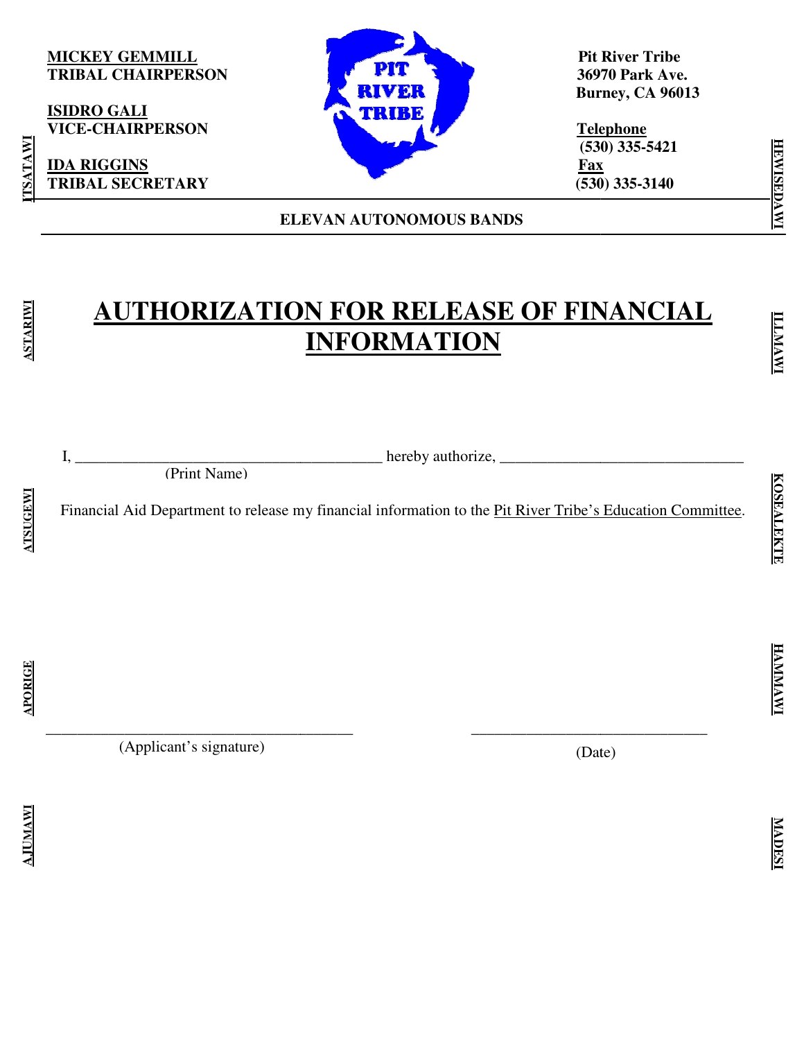**MICKEY GEMMILL**
**TRIBAL CHAIRPERSON**

**ISIDRO GALI**
**VICE-CHAIRPERSON**

**IDA RIGGINS**
**TRIBAL SECRETARY**

**Pit River Tribe**
**36970 Park Ave.**
**Burney, CA 96013**

**Telephone**
**(530) 335-5421**
**Fax**
**(530) 335-3140**

**ELEVAN AUTONOMOUS BANDS**

ITSATAWI · ASTARIWI · ATSUGEWI · APORIGE · AJUMAWI · HEWISEDAWI · ILLMAWI · KOSEALEKTE · HAMMAWI · MADESI

# AUTHORIZATION FOR RELEASE OF FINANCIAL INFORMATION

I, _______________________________________ hereby authorize, ______________________________
(Print Name)

Financial Aid Department to release my financial information to the Pit River Tribe's Education Committee.

_______________________________________ ______________________________
(Applicant's signature) (Date)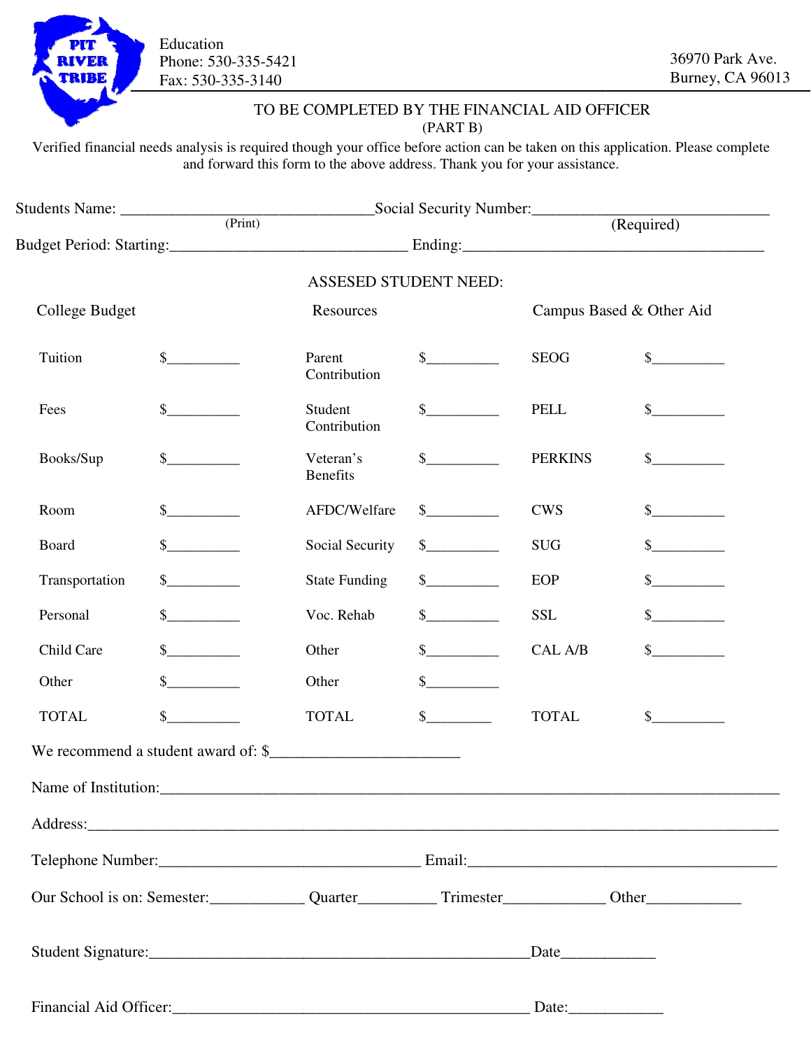PIT RIVER TRIBE

Education
Phone: 530-335-5421
Fax: 530-335-3140

36970 Park Ave.
Burney, CA 96013

## TO BE COMPLETED BY THE FINANCIAL AID OFFICER
(PART B)

Verified financial needs analysis is required though your office before action can be taken on this application. Please complete and forward this form to the above address. Thank you for your assistance.

Students Name: ________________________________ (Print) Social Security Number: ____________________________ (Required)

Budget Period: Starting: ______________________________ Ending: ______________________________________

### ASSESED STUDENT NEED:

| College Budget | | Resources | | Campus Based & Other Aid | |
|---|---|---|---|---|---|
| Tuition | $__________ | Parent Contribution | $__________ | SEOG | $__________ |
| Fees | $__________ | Student Contribution | $__________ | PELL | $__________ |
| Books/Sup | $__________ | Veteran's Benefits | $__________ | PERKINS | $__________ |
| Room | $__________ | AFDC/Welfare | $__________ | CWS | $__________ |
| Board | $__________ | Social Security | $__________ | SUG | $__________ |
| Transportation | $__________ | State Funding | $__________ | EOP | $__________ |
| Personal | $__________ | Voc. Rehab | $__________ | SSL | $__________ |
| Child Care | $__________ | Other | $__________ | CAL A/B | $__________ |
| Other | $__________ | Other | $__________ | | |
| TOTAL | $__________ | TOTAL | $_________ | TOTAL | $__________ |

We recommend a student award of: $________________________

Name of Institution: ______________________________________________________________________________

Address: ________________________________________________________________________________________

Telephone Number: __________________________________ Email: ________________________________________

Our School is on: Semester: ____________ Quarter __________ Trimester _____________ Other ____________

Student Signature: _________________________________________________ Date ____________

Financial Aid Officer: ______________________________________________ Date: ____________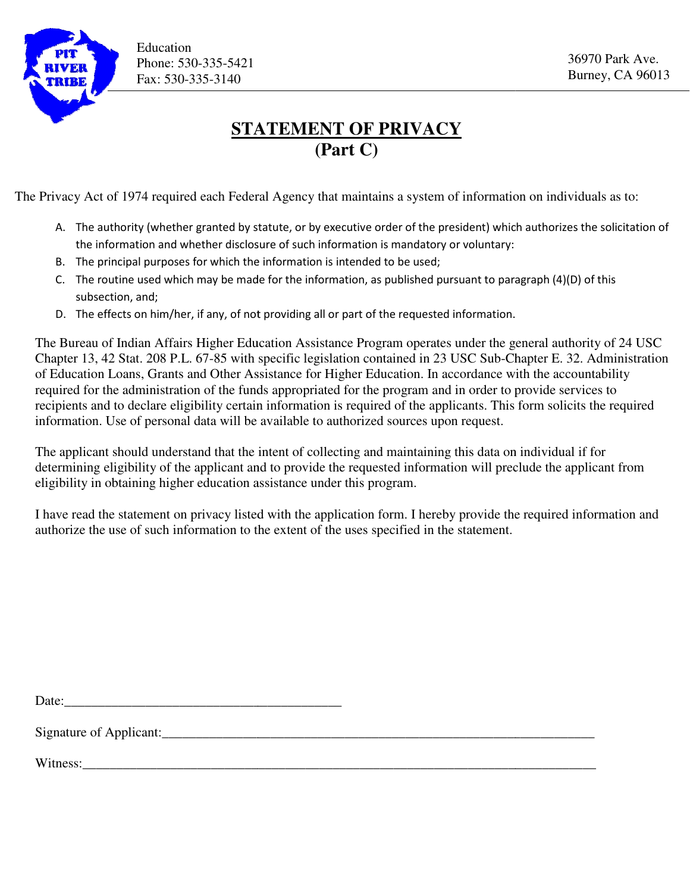PIT RIVER TRIBE

Education
Phone: 530-335-5421
Fax: 530-335-3140

36970 Park Ave.
Burney, CA 96013

# STATEMENT OF PRIVACY
## (Part C)

The Privacy Act of 1974 required each Federal Agency that maintains a system of information on individuals as to:

A. The authority (whether granted by statute, or by executive order of the president) which authorizes the solicitation of the information and whether disclosure of such information is mandatory or voluntary:
B. The principal purposes for which the information is intended to be used;
C. The routine used which may be made for the information, as published pursuant to paragraph (4)(D) of this subsection, and;
D. The effects on him/her, if any, of not providing all or part of the requested information.

The Bureau of Indian Affairs Higher Education Assistance Program operates under the general authority of 24 USC Chapter 13, 42 Stat. 208 P.L. 67-85 with specific legislation contained in 23 USC Sub-Chapter E. 32. Administration of Education Loans, Grants and Other Assistance for Higher Education. In accordance with the accountability required for the administration of the funds appropriated for the program and in order to provide services to recipients and to declare eligibility certain information is required of the applicants. This form solicits the required information. Use of personal data will be available to authorized sources upon request.

The applicant should understand that the intent of collecting and maintaining this data on individual if for determining eligibility of the applicant and to provide the requested information will preclude the applicant from eligibility in obtaining higher education assistance under this program.

I have read the statement on privacy listed with the application form. I hereby provide the required information and authorize the use of such information to the extent of the uses specified in the statement.

Date:_________________________________________

Signature of Applicant:_________________________________________________________________

Witness:_____________________________________________________________________________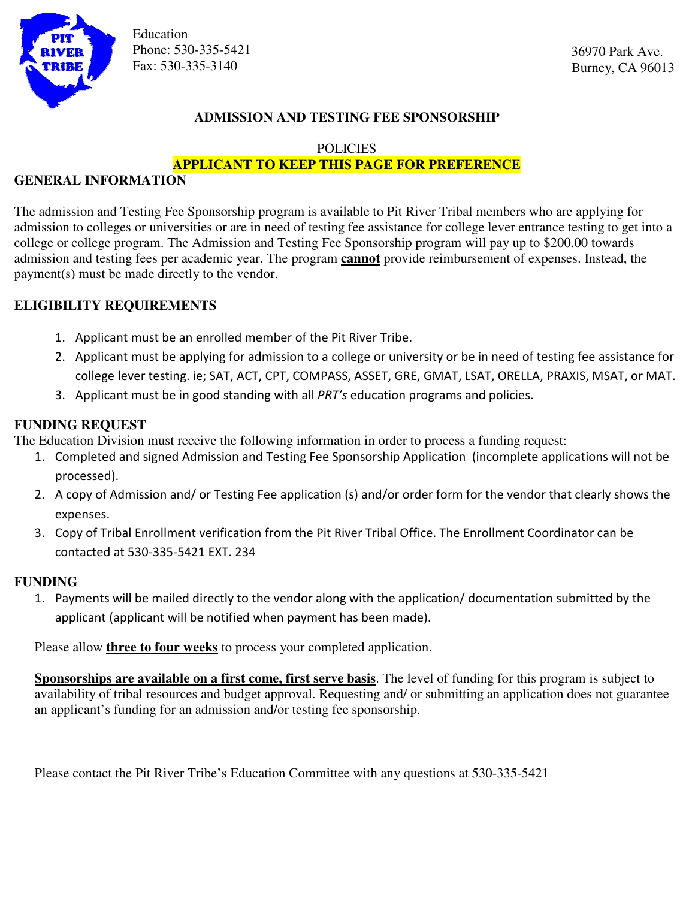Education
Phone: 530-335-5421
Fax: 530-335-3140

36970 Park Ave.
Burney, CA 96013

## ADMISSION AND TESTING FEE SPONSORSHIP

POLICIES

**APPLICANT TO KEEP THIS PAGE FOR PREFERENCE**

### GENERAL INFORMATION

The admission and Testing Fee Sponsorship program is available to Pit River Tribal members who are applying for admission to colleges or universities or are in need of testing fee assistance for college lever entrance testing to get into a college or college program. The Admission and Testing Fee Sponsorship program will pay up to $200.00 towards admission and testing fees per academic year. The program **cannot** provide reimbursement of expenses. Instead, the payment(s) must be made directly to the vendor.

### ELIGIBILITY REQUIREMENTS

1. Applicant must be an enrolled member of the Pit River Tribe.
2. Applicant must be applying for admission to a college or university or be in need of testing fee assistance for college lever testing. ie; SAT, ACT, CPT, COMPASS, ASSET, GRE, GMAT, LSAT, ORELLA, PRAXIS, MSAT, or MAT.
3. Applicant must be in good standing with all *PRT's* education programs and policies.

### FUNDING REQUEST

The Education Division must receive the following information in order to process a funding request:

1. Completed and signed Admission and Testing Fee Sponsorship Application (incomplete applications will not be processed).
2. A copy of Admission and/ or Testing Fee application (s) and/or order form for the vendor that clearly shows the expenses.
3. Copy of Tribal Enrollment verification from the Pit River Tribal Office. The Enrollment Coordinator can be contacted at 530-335-5421 EXT. 234

### FUNDING

1. Payments will be mailed directly to the vendor along with the application/ documentation submitted by the applicant (applicant will be notified when payment has been made).

Please allow **three to four weeks** to process your completed application.

**Sponsorships are available on a first come, first serve basis**. The level of funding for this program is subject to availability of tribal resources and budget approval. Requesting and/ or submitting an application does not guarantee an applicant's funding for an admission and/or testing fee sponsorship.

Please contact the Pit River Tribe's Education Committee with any questions at 530-335-5421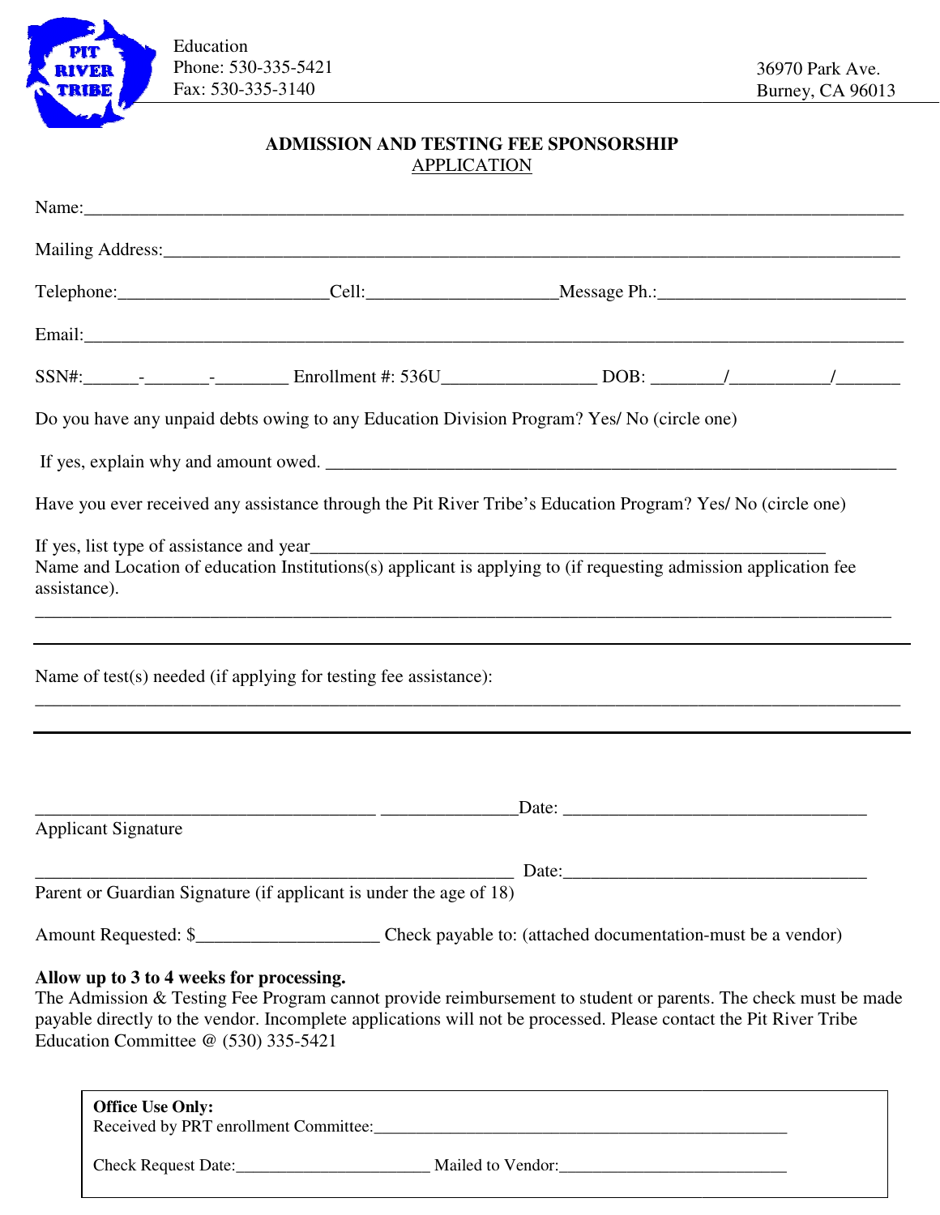PIT RIVER TRIBE

Education
Phone: 530-335-5421
Fax: 530-335-3140

36970 Park Ave.
Burney, CA 96013

**ADMISSION AND TESTING FEE SPONSORSHIP**
APPLICATION

Name:_______________________________________________________________________________

Mailing Address:_______________________________________________________________________

Telephone:______________________Cell:____________________Message Ph.:___________________________

Email:_______________________________________________________________________________

SSN#:______-_______-________ Enrollment #: 536U________________ DOB: _______/__________/_______

Do you have any unpaid debts owing to any Education Division Program? Yes/ No (circle one)

If yes, explain why and amount owed. _______________________________________________________________

Have you ever received any assistance through the Pit River Tribe's Education Program? Yes/ No (circle one)

If yes, list type of assistance and year_________________________________________________________

Name and Location of education Institutions(s) applicant is applying to (if requesting admission application fee assistance).

_____________________________________________________________________________________

Name of test(s) needed (if applying for testing fee assistance):

_____________________________________________________________________________________

_____________________________________ ______________Date: ________________________________

Applicant Signature

______________________________________________________ Date:________________________________

Parent or Guardian Signature (if applicant is under the age of 18)

Amount Requested: $___________________ Check payable to: (attached documentation-must be a vendor)

**Allow up to 3 to 4 weeks for processing.**

The Admission & Testing Fee Program cannot provide reimbursement to student or parents. The check must be made payable directly to the vendor. Incomplete applications will not be processed. Please contact the Pit River Tribe Education Committee @ (530) 335-5421

**Office Use Only:**

Received by PRT enrollment Committee:_______________________________________________

Check Request Date:______________________ Mailed to Vendor:__________________________